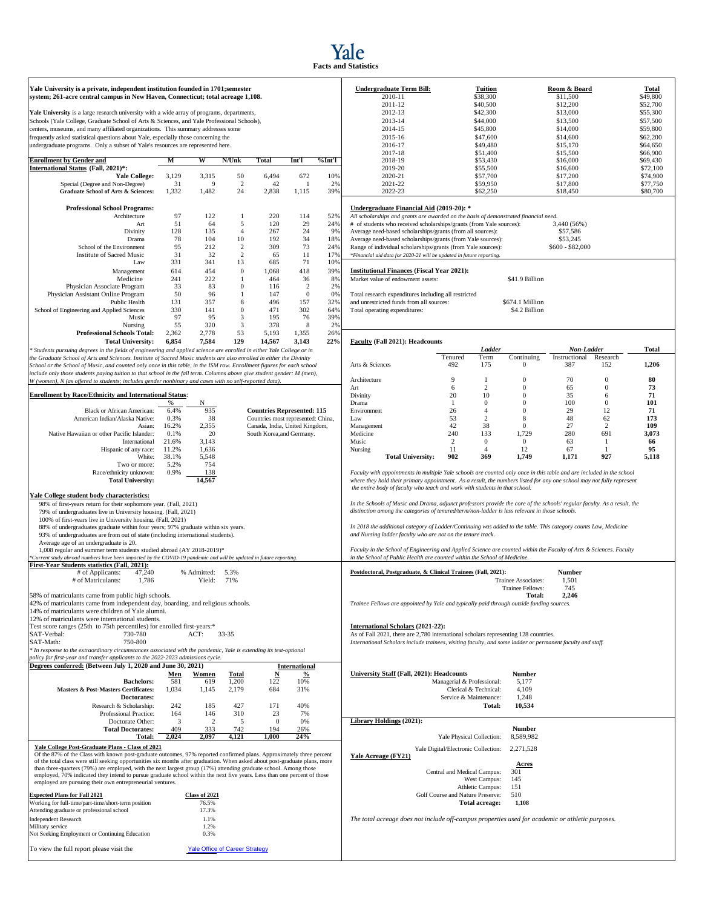# Yale

## Facts and Statistics

**Yale University is a private, independent institution founded in 1701;semester system; 261-acre central campus in New Haven, Connecticut; total acreage 1,108.**

**Yale University** is a large research university with a wide array of programs, departments, Schools (Yale College, Graduate School of Arts & Sciences, and Yale Professional Schools), centers, museums, and many affiliated organizations. This summary addresses some frequently asked statistical questions about Yale, especially those concerning the undergraduate programs. Only a subset of Yale's resources are represented here.

| Enrollment by Gender and International Status (Fall, 2021)*: | M | W | N/Unk | Total | Int'l | %Int'l |
|---|---|---|---|---|---|---|
| **Yale College:** | 3,129 | 3,315 | 50 | 6,494 | 672 | 10% |
| Special (Degree and Non-Degree) | 31 | 9 | 2 | 42 | 1 | 2% |
| **Graduate School of Arts & Sciences:** | 1,332 | 1,482 | 24 | 2,838 | 1,115 | 39% |
| **Professional School Programs:** | | | | | | |
| Architecture | 97 | 122 | 1 | 220 | 114 | 52% |
| Art | 51 | 64 | 5 | 120 | 29 | 24% |
| Divinity | 128 | 135 | 4 | 267 | 24 | 9% |
| Drama | 78 | 104 | 10 | 192 | 34 | 18% |
| School of the Environment | 95 | 212 | 2 | 309 | 73 | 24% |
| Institute of Sacred Music | 31 | 32 | 2 | 65 | 11 | 17% |
| Law | 331 | 341 | 13 | 685 | 71 | 10% |
| Management | 614 | 454 | 0 | 1,068 | 418 | 39% |
| Medicine | 241 | 222 | 1 | 464 | 36 | 8% |
| Physician Associate Program | 33 | 83 | 0 | 116 | 2 | 2% |
| Physician Assistant Online Program | 50 | 96 | 1 | 147 | 0 | 0% |
| Public Health | 131 | 357 | 8 | 496 | 157 | 32% |
| School of Engineering and Applied Sciences | 330 | 141 | 0 | 471 | 302 | 64% |
| Music | 97 | 95 | 3 | 195 | 76 | 39% |
| Nursing | 55 | 320 | 3 | 378 | 8 | 2% |
| **Professional Schools Total:** | 2,362 | 2,778 | 53 | 5,193 | 1,355 | 26% |
| **Total University:** | **6,854** | **7,584** | **129** | **14,567** | **3,143** | **22%** |

*\* Students pursuing degrees in the fields of engineering and applied science are enrolled in either Yale College or in the Graduate School of Arts and Sciences. Institute of Sacred Music students are also enrolled in either the Divinity School or the School of Music, and counted only once in this table, in the ISM row. Enrollment figures for each school include only those students paying tuition to that school in the fall term. Columns above give student gender: M (men), W (women), N (as offered to students; includes gender nonbinary and cases with no self-reported data).*

**Enrollment by Race/Ethnicity and International Status:**

| | % | N |
|---|---|---|
| Black or African American: | 6.4% | 935 |
| American Indian/Alaska Native: | 0.3% | 38 |
| Asian: | 16.2% | 2,355 |
| Native Hawaiian or other Pacific Islander: | 0.1% | 20 |
| International | 21.6% | 3,143 |
| Hispanic of any race: | 11.2% | 1,636 |
| White: | 38.1% | 5,548 |
| Two or more: | 5.2% | 754 |
| Race/ethnicity unknown: | 0.9% | 138 |
| **Total University:** | | **14,567** |

**Countries Represented: 115**
Countries most represented: China, Canada, India, United Kingdom, South Korea,and Germany.

**Yale College student body characteristics:**

98% of first-years return for their sophomore year. (Fall, 2021)
79% of undergraduates live in University housing. (Fall, 2021)
100% of first-years live in University housing. (Fall, 2021)
88% of undergraduates graduate within four years; 97% graduate within six years.
93% of undergraduates are from out of state (including international students).
Average age of an undergraduate is 20.
1,008 regular and summer term students studied abroad (AY 2018-2019)*
*\*Current study abroad numbers have been impacted by the COVID-19 pandemic and will be updated in future reporting.*

**First-Year Students statistics (Fall, 2021):**

| | | | |
|---|---|---|---|
| # of Applicants: | 47,240 | % Admitted: | 5.3% |
| # of Matriculants: | 1,786 | Yield: | 71% |

58% of matriculants came from public high schools.
42% of matriculants came from independent day, boarding, and religious schools.
14% of matriculants were children of Yale alumni.
12% of matriculants were international students.
Test score ranges (25th to 75th percentiles) for enrolled first-years:*
SAT-Verbal: 730-780 ACT: 33-35
SAT-Math: 750-800
*\* In response to the extraordinary circumstances associated with the pandemic, Yale is extending its test-optional policy for first-year and transfer applicants to the 2022-2023 admissions cycle.*

**Degrees conferred: (Between July 1, 2020 and June 30, 2021)**

| | Men | Women | Total | International N | International % |
|---|---|---|---|---|---|
| **Bachelors:** | 581 | 619 | 1,200 | 122 | 10% |
| **Masters & Post-Masters Certificates:** | 1,034 | 1,145 | 2,179 | 684 | 31% |
| **Doctorates:** | | | | | |
| Research & Scholarship: | 242 | 185 | 427 | 171 | 40% |
| Professional Practice: | 164 | 146 | 310 | 23 | 7% |
| Doctorate Other: | 3 | 2 | 5 | 0 | 0% |
| **Total Doctorates:** | 409 | 333 | 742 | 194 | 26% |
| **Total:** | **2,024** | **2,097** | **4,121** | **1,000** | **24%** |

**Yale College Post-Graduate Plans - Class of 2021**

Of the 87% of the Class with known post-graduate outcomes, 97% reported confirmed plans. Approximately three percent of the total class were still seeking opportunities six months after graduation. When asked about post-graduate plans, more than three-quarters (79%) are employed, with the next largest group (17%) attending graduate school. Among those employed, 70% indicated they intend to pursue graduate school within the next five years. Less than one percent of those employed are pursuing their own entrepreneurial ventures.

| Expected Plans for Fall 2021 | Class of 2021 |
|---|---|
| Working for full-time/part-time/short-term position | 76.5% |
| Attending graduate or professional school | 17.3% |
| Independent Research | 1.1% |
| Military service | 1.2% |
| Not Seeking Employment or Continuing Education | 0.3% |

To view the full report please visit the Yale Office of Career Strategy

| Undergraduate Term Bill: | Tuition | Room & Board | Total |
|---|---|---|---|
| 2010-11 | $38,300 | $11,500 | $49,800 |
| 2011-12 | $40,500 | $12,200 | $52,700 |
| 2012-13 | $42,300 | $13,000 | $55,300 |
| 2013-14 | $44,000 | $13,500 | $57,500 |
| 2014-15 | $45,800 | $14,000 | $59,800 |
| 2015-16 | $47,600 | $14,600 | $62,200 |
| 2016-17 | $49,480 | $15,170 | $64,650 |
| 2017-18 | $51,400 | $15,500 | $66,900 |
| 2018-19 | $53,430 | $16,000 | $69,430 |
| 2019-20 | $55,500 | $16,600 | $72,100 |
| 2020-21 | $57,700 | $17,200 | $74,900 |
| 2021-22 | $59,950 | $17,800 | $77,750 |
| 2022-23 | $62,250 | $18,450 | $80,700 |

**Undergraduate Financial Aid (2019-20): \***

*All scholarships and grants are awarded on the basis of demonstrated financial need.*

| | |
|---|---|
| # of students who received scholarships/grants (from Yale sources): | 3,440 (56%) |
| Average need-based scholarships/grants (from all sources): | $57,586 |
| Average need-based scholarships/grants (from Yale sources): | $53,245 |
| Range of individual scholarships/grants (from Yale sources): | $600 - $82,000 |

*\*Financial aid data for 2020-21 will be updated in future reporting.*

**Institutional Finances (Fiscal Year 2021):**

| | |
|---|---|
| Market value of endowment assets: | $41.9 Billion |
| Total research expenditures including all restricted and unrestricted funds from all sources: | $674.1 Million |
| Total operating expenditures: | $4.2 Billion |

**Faculty (Fall 2021): Headcounts**

| | Ladder: Tenured | Ladder: Term | Ladder: Continuing | Non-Ladder: Instructional | Non-Ladder: Research | Total |
|---|---|---|---|---|---|---|
| Arts & Sciences | 492 | 175 | 0 | 387 | 152 | **1,206** |
| Architecture | 9 | 1 | 0 | 70 | 0 | **80** |
| Art | 6 | 2 | 0 | 65 | 0 | **73** |
| Divinity | 20 | 10 | 0 | 35 | 6 | **71** |
| Drama | 1 | 0 | 0 | 100 | 0 | **101** |
| Environment | 26 | 4 | 0 | 29 | 12 | **71** |
| Law | 53 | 2 | 8 | 48 | 62 | **173** |
| Management | 42 | 38 | 0 | 27 | 2 | **109** |
| Medicine | 240 | 133 | 1,729 | 280 | 691 | **3,073** |
| Music | 2 | 0 | 0 | 63 | 1 | **66** |
| Nursing | 11 | 4 | 12 | 67 | 1 | **95** |
| **Total University:** | **902** | **369** | **1,749** | **1,171** | **927** | **5,118** |

*Faculty with appointments in multiple Yale schools are counted only once in this table and are included in the school where they hold their primary appointment. As a result, the numbers listed for any one school may not fully represent the entire body of faculty who teach and work with students in that school.*

*In the Schools of Music and Drama, adjunct professors provide the core of the schools' regular faculty. As a result, the distinction among the categories of tenured/term/non-ladder is less relevant in those schools.*

*In 2018 the additional category of Ladder/Continuing was added to the table. This category counts Law, Medicine and Nursing ladder faculty who are not on the tenure track.*

*Faculty in the School of Engineering and Applied Science are counted within the Faculty of Arts & Sciences. Faculty in the School of Public Health are counted within the School of Medicine.*

**Postdoctoral, Postgraduate, & Clinical Trainees (Fall, 2021):**

| | Number |
|---|---|
| Trainee Associates: | 1,501 |
| Trainee Fellows: | 745 |
| **Total:** | **2,246** |

*Trainee Fellows are appointed by Yale and typically paid through outside funding sources.*

**International Scholars (2021-22):**

As of Fall 2021, there are 2,780 international scholars representing 128 countries.
*International Scholars include trainees, visiting faculty, and some ladder or permanent faculty and staff.*

**University Staff (Fall, 2021): Headcounts**

| | Number |
|---|---|
| Managerial & Professional: | 5,177 |
| Clerical & Technical: | 4,109 |
| Service & Maintenance: | 1,248 |
| **Total:** | **10,534** |

**Library Holdings (2021):**

| | Number |
|---|---|
| Yale Physical Collection: | 8,589,982 |
| Yale Digital/Electronic Collection: | 2,271,528 |

**Yale Acreage (FY21)**

| | Acres |
|---|---|
| Central and Medical Campus: | 301 |
| West Campus: | 145 |
| Athletic Campus: | 151 |
| Golf Course and Nature Preserve: | 510 |
| **Total acreage:** | **1,108** |

*The total acreage does not include off-campus properties used for academic or athletic purposes.*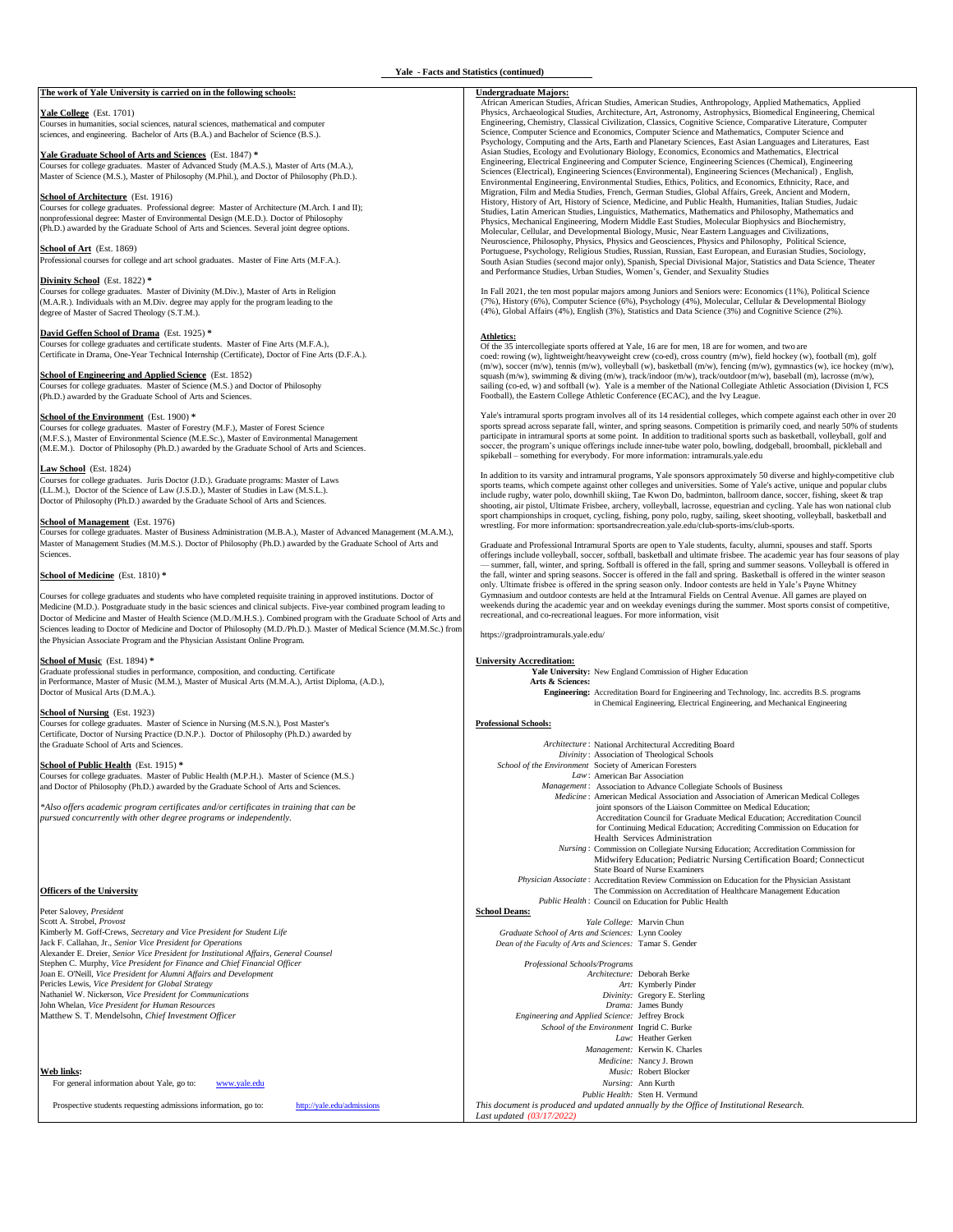## Yale - Facts and Statistics (continued)

### The work of Yale University is carried on in the following schools:

**Yale College** (Est. 1701)
Courses in humanities, social sciences, natural sciences, mathematical and computer sciences, and engineering. Bachelor of Arts (B.A.) and Bachelor of Science (B.S.).

**Yale Graduate School of Arts and Sciences** (Est. 1847) *
Courses for college graduates. Master of Advanced Study (M.A.S.), Master of Arts (M.A.), Master of Science (M.S.), Master of Philosophy (M.Phil.), and Doctor of Philosophy (Ph.D.).

**School of Architecture** (Est. 1916)
Courses for college graduates. Professional degree: Master of Architecture (M.Arch. I and II); nonprofessional degree: Master of Environmental Design (M.E.D.). Doctor of Philosophy (Ph.D.) awarded by the Graduate School of Arts and Sciences. Several joint degree options.

**School of Art** (Est. 1869)
Professional courses for college and art school graduates. Master of Fine Arts (M.F.A.).

**Divinity School** (Est. 1822) *
Courses for college graduates. Master of Divinity (M.Div.), Master of Arts in Religion (M.A.R.). Individuals with an M.Div. degree may apply for the program leading to the degree of Master of Sacred Theology (S.T.M.).

**David Geffen School of Drama** (Est. 1925) *
Courses for college graduates and certificate students. Master of Fine Arts (M.F.A.), Certificate in Drama, One-Year Technical Internship (Certificate), Doctor of Fine Arts (D.F.A.).

**School of Engineering and Applied Science** (Est. 1852)
Courses for college graduates. Master of Science (M.S.) and Doctor of Philosophy (Ph.D.) awarded by the Graduate School of Arts and Sciences.

**School of the Environment** (Est. 1900) *
Courses for college graduates. Master of Forestry (M.F.), Master of Forest Science (M.F.S.), Master of Environmental Science (M.E.Sc.), Master of Environmental Management (M.E.M.). Doctor of Philosophy (Ph.D.) awarded by the Graduate School of Arts and Sciences.

**Law School** (Est. 1824)
Courses for college graduates. Juris Doctor (J.D.). Graduate programs: Master of Laws (LL.M.), Doctor of the Science of Law (J.S.D.), Master of Studies in Law (M.S.L.). Doctor of Philosophy (Ph.D.) awarded by the Graduate School of Arts and Sciences.

**School of Management** (Est. 1976)
Courses for college graduates. Master of Business Administration (M.B.A.), Master of Advanced Management (M.A.M.), Master of Management Studies (M.M.S.). Doctor of Philosophy (Ph.D.) awarded by the Graduate School of Arts and Sciences.

**School of Medicine** (Est. 1810) *

Courses for college graduates and students who have completed requisite training in approved institutions. Doctor of Medicine (M.D.). Postgraduate study in the basic sciences and clinical subjects. Five-year combined program leading to Doctor of Medicine and Master of Health Science (M.D./M.H.S.). Combined program with the Graduate School of Arts and Sciences leading to Doctor of Medicine and Doctor of Philosophy (M.D./Ph.D.). Master of Medical Science (M.M.Sc.) from the Physician Associate Program and the Physician Assistant Online Program.

**School of Music** (Est. 1894) *
Graduate professional studies in performance, composition, and conducting. Certificate in Performance, Master of Music (M.M.), Master of Musical Arts (M.M.A.), Artist Diploma, (A.D.), Doctor of Musical Arts (D.M.A.).

**School of Nursing** (Est. 1923)
Courses for college graduates. Master of Science in Nursing (M.S.N.), Post Master's Certificate, Doctor of Nursing Practice (D.N.P.). Doctor of Philosophy (Ph.D.) awarded by the Graduate School of Arts and Sciences.

**School of Public Health** (Est. 1915) *
Courses for college graduates. Master of Public Health (M.P.H.). Master of Science (M.S.) and Doctor of Philosophy (Ph.D.) awarded by the Graduate School of Arts and Sciences.

*\*Also offers academic program certificates and/or certificates in training that can be pursued concurrently with other degree programs or independently.*

### Officers of the University

Peter Salovey, *President*
Scott A. Strobel, *Provost*
Kimberly M. Goff-Crews, *Secretary and Vice President for Student Life*
Jack F. Callahan, Jr., *Senior Vice President for Operations*
Alexander E. Dreier, *Senior Vice President for Institutional Affairs, General Counsel*
Stephen C. Murphy, *Vice President for Finance and Chief Financial Officer*
Joan E. O'Neill, *Vice President for Alumni Affairs and Development*
Pericles Lewis, *Vice President for Global Strategy*
Nathaniel W. Nickerson, *Vice President for Communications*
John Whelan, *Vice President for Human Resources*
Matthew S. T. Mendelsohn, *Chief Investment Officer*

### Web links:

For general information about Yale, go to: www.yale.edu

Prospective students requesting admissions information, go to: http://yale.edu/admissions

### Undergraduate Majors:

African American Studies, African Studies, American Studies, Anthropology, Applied Mathematics, Applied Physics, Archaeological Studies, Architecture, Art, Astronomy, Astrophysics, Biomedical Engineering, Chemical Engineering, Chemistry, Classical Civilization, Classics, Cognitive Science, Comparative Literature, Computer Science, Computer Science and Economics, Computer Science and Mathematics, Computer Science and Psychology, Computing and the Arts, Earth and Planetary Sciences, East Asian Languages and Literatures, East Asian Studies, Ecology and Evolutionary Biology, Economics, Economics and Mathematics, Electrical Engineering, Electrical Engineering and Computer Science, Engineering Sciences (Chemical), Engineering Sciences (Electrical), Engineering Sciences (Environmental), Engineering Sciences (Mechanical) , English, Environmental Engineering, Environmental Studies, Ethics, Politics, and Economics, Ethnicity, Race, and Migration, Film and Media Studies, French, German Studies, Global Affairs, Greek, Ancient and Modern, History, History of Art, History of Science, Medicine, and Public Health, Humanities, Italian Studies, Judaic Studies, Latin American Studies, Linguistics, Mathematics, Mathematics and Philosophy, Mathematics and Physics, Mechanical Engineering, Modern Middle East Studies, Molecular Biophysics and Biochemistry, Molecular, Cellular, and Developmental Biology, Music, Near Eastern Languages and Civilizations, Neuroscience, Philosophy, Physics, Physics and Geosciences, Physics and Philosophy, Political Science, Portuguese, Psychology, Religious Studies, Russian, Russian, East European, and Eurasian Studies, Sociology, South Asian Studies (second major only), Spanish, Special Divisional Major, Statistics and Data Science, Theater and Performance Studies, Urban Studies, Women's, Gender, and Sexuality Studies

In Fall 2021, the ten most popular majors among Juniors and Seniors were: Economics (11%), Political Science (7%), History (6%), Computer Science (6%), Psychology (4%), Molecular, Cellular & Developmental Biology (4%), Global Affairs (4%), English (3%), Statistics and Data Science (3%) and Cognitive Science (2%).

### Athletics:

Of the 35 intercollegiate sports offered at Yale, 16 are for men, 18 are for women, and two are coed: rowing (w), lightweight/heavyweight crew (co-ed), cross country (m/w), field hockey (w), football (m), golf (m/w), soccer (m/w), tennis (m/w), volleyball (w), basketball (m/w), fencing (m/w), gymnastics (w), ice hockey (m/w), squash (m/w), swimming & diving (m/w), track/indoor (m/w), track/outdoor (m/w), baseball (m), lacrosse (m/w), sailing (co-ed, w) and softball (w). Yale is a member of the National Collegiate Athletic Association (Division I, FCS Football), the Eastern College Athletic Conference (ECAC), and the Ivy League.

Yale's intramural sports program involves all of its 14 residential colleges, which compete against each other in over 20 sports spread across separate fall, winter, and spring seasons. Competition is primarily coed, and nearly 50% of students participate in intramural sports at some point. In addition to traditional sports such as basketball, volleyball, golf and soccer, the program's unique offerings include inner-tube water polo, bowling, dodgeball, broomball, pickleball and spikeball – something for everybody. For more information: intramurals.yale.edu

In addition to its varsity and intramural programs, Yale sponsors approximately 50 diverse and highly-competitive club sports teams, which compete against other colleges and universities. Some of Yale's active, unique and popular clubs include rugby, water polo, downhill skiing, Tae Kwon Do, badminton, ballroom dance, soccer, fishing, skeet & trap shooting, air pistol, Ultimate Frisbee, archery, volleyball, lacrosse, equestrian and cycling. Yale has won national club sport championships in croquet, cycling, fishing, pony polo, rugby, sailing, skeet shooting, volleyball, basketball and wrestling. For more information: sportsandrecreation.yale.edu/club-sports-ims/club-sports.

Graduate and Professional Intramural Sports are open to Yale students, faculty, alumni, spouses and staff. Sports offerings include volleyball, soccer, softball, basketball and ultimate frisbee. The academic year has four seasons of play — summer, fall, winter, and spring. Softball is offered in the fall, spring and summer seasons. Volleyball is offered in the fall, winter and spring seasons. Soccer is offered in the fall and spring seasons. Basketball is offered in the winter season only. Ultimate frisbee is offered in the spring season only. Indoor contests are held in Yale's Payne Whitney Gymnasium and outdoor contests are held at the Intramural Fields on Central Avenue. All games are played on weekends during the academic year and on weekday evenings during the summer. Most sports consist of competitive, recreational, and co-recreational leagues. For more information, visit

https://gradprointramurals.yale.edu/

### University Accreditation:

| | |
|---|---|
| **Yale University:** | New England Commission of Higher Education |
| **Arts & Sciences:** | |
| **Engineering:** | Accreditation Board for Engineering and Technology, Inc. accredits B.S. programs in Chemical Engineering, Electrical Engineering, and Mechanical Engineering |

### Professional Schools:

| | |
|---|---|
| *Architecture* | National Architectural Accrediting Board |
| *Divinity* | Association of Theological Schools |
| *School of the Environment* | Society of American Foresters |
| *Law* | American Bar Association |
| *Management* | Association to Advance Collegiate Schools of Business |
| *Medicine* | American Medical Association and Association of American Medical Colleges joint sponsors of the Liaison Committee on Medical Education; Accreditation Council for Graduate Medical Education; Accreditation Council for Continuing Medical Education; Accrediting Commission on Education for Health Services Administration |
| *Nursing* | Commission on Collegiate Nursing Education; Accreditation Commission for Midwifery Education; Pediatric Nursing Certification Board; Connecticut State Board of Nurse Examiners |
| *Physician Associate* | Accreditation Review Commission on Education for the Physician Assistant The Commission on Accreditation of Healthcare Management Education |
| *Public Health* | Council on Education for Public Health |

### School Deans:

| | |
|---|---|
| *Yale College:* | Marvin Chun |
| *Graduate School of Arts and Sciences:* | Lynn Cooley |
| *Dean of the Faculty of Arts and Sciences:* | Tamar S. Gender |
| *Professional Schools/Programs* | |
| *Architecture:* | Deborah Berke |
| *Art:* | Kymberly Pinder |
| *Divinity:* | Gregory E. Sterling |
| *Drama:* | James Bundy |
| *Engineering and Applied Science:* | Jeffrey Brock |
| *School of the Environment* | Ingrid C. Burke |
| *Law:* | Heather Gerken |
| *Management:* | Kerwin K. Charles |
| *Medicine:* | Nancy J. Brown |
| *Music:* | Robert Blocker |
| *Nursing:* | Ann Kurth |
| *Public Health:* | Sten H. Vermund |

*This document is produced and updated annually by the Office of Institutional Research.*
*Last updated (03/17/2022)*